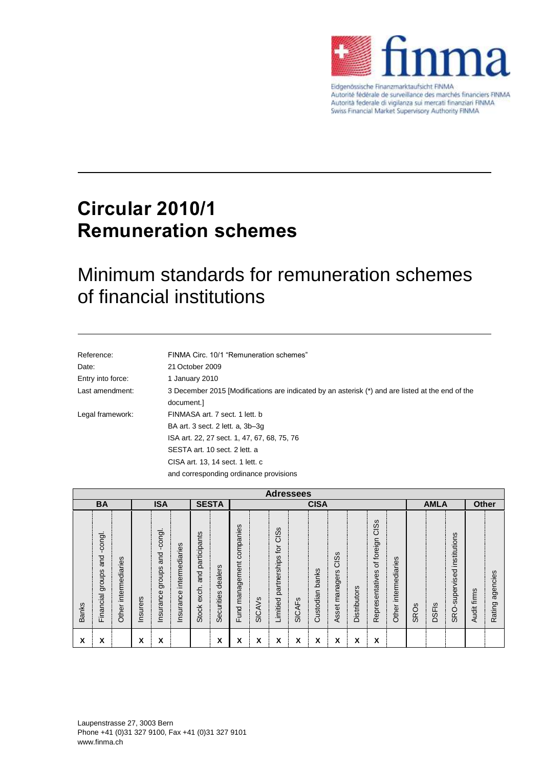# Circular 2010/1 Remuneration schemes

## Minimum standards for remuneration schemes of financial institutions

| | |
|---|---|
| Reference: | FINMA Circ. 10/1 "Remuneration schemes" |
| Date: | 21 October 2009 |
| Entry into force: | 1 January 2010 |
| Last amendment: | 3 December 2015 [Modifications are indicated by an asterisk (*) and are listed at the end of the document.] |
| Legal framework: | FINMASA art. 7 sect. 1 lett. b<br>BA art. 3 sect. 2 lett. a, 3b–3g<br>ISA art. 22, 27 sect. 1, 47, 67, 68, 75, 76<br>SESTA art. 10 sect. 2 lett. a<br>CISA art. 13, 14 sect. 1 lett. c<br>and corresponding ordinance provisions |

| Adressees | | | | | | | | | | | | | | | | | | | | | | | |
|---|---|---|---|---|---|---|---|---|---|---|---|---|---|---|---|---|---|---|---|---|---|---|---|
| BA | | | ISA | | | SESTA | | CISA | | | | | | | | | | AMLA | | | Other | |
| Banks | Financial groups and -congl. | Other intermediaries | Insurers | Insurance groups and -congl. | Insurance intermediaries | Stock exch. and participants | Securities dealers | Fund management companies | SICAVs | Limited partnerships for CISs | SICAFs | Custodian banks | Asset managers CISs | Distributors | Representatives of foreign CISs | Other intermediaries | SROs | DSFIs | SRO-supervised institutions | Audit firms | Rating agencies |
| X | X | | X | X | | | X | X | X | X | X | X | X | X | X | | | | | | |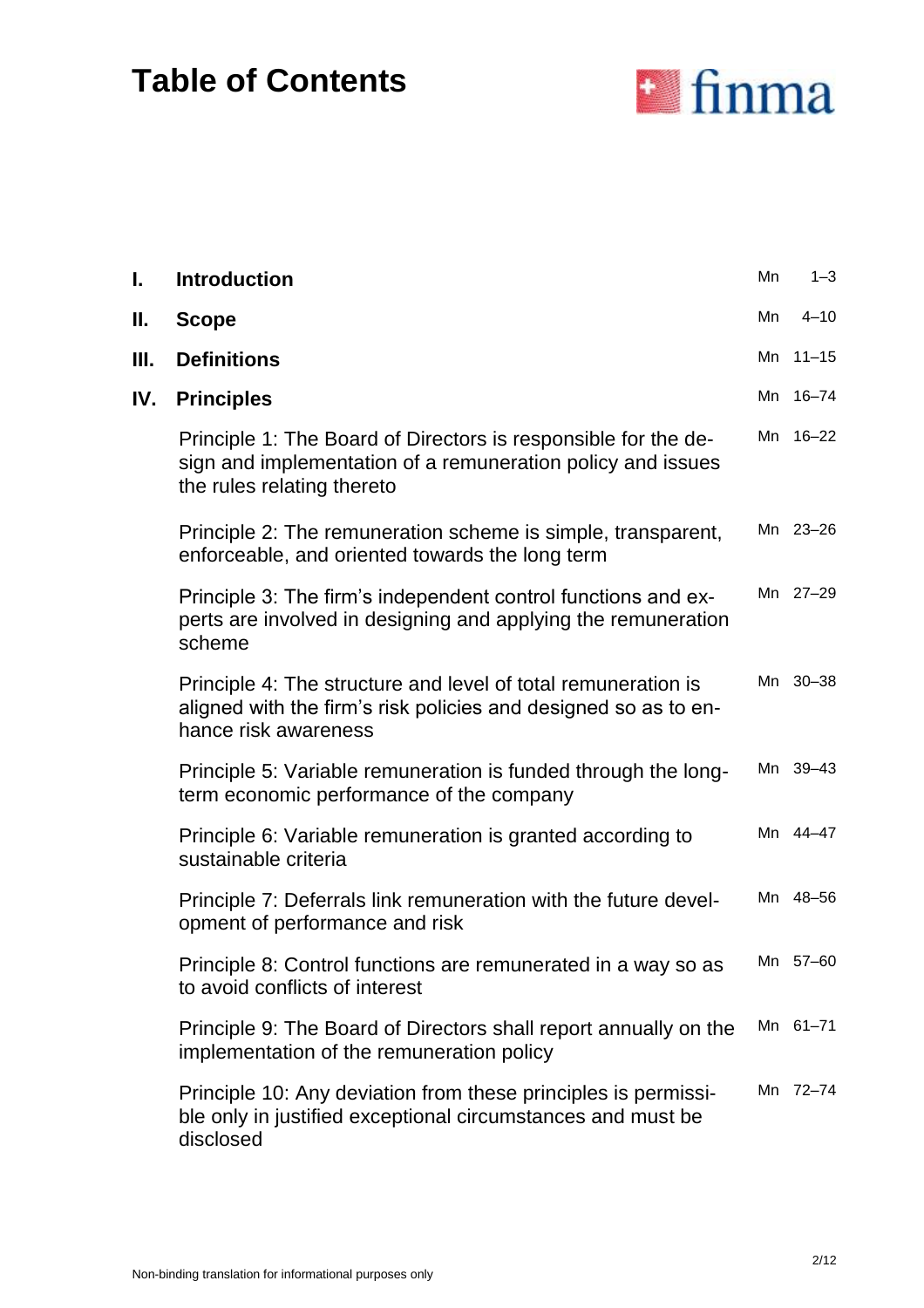# Table of Contents

| | | | |
|---|---|---|---|
| **I.** | **Introduction** | Mn | 1–3 |
| **II.** | **Scope** | Mn | 4–10 |
| **III.** | **Definitions** | Mn | 11–15 |
| **IV.** | **Principles** | Mn | 16–74 |
| | Principle 1: The Board of Directors is responsible for the design and implementation of a remuneration policy and issues the rules relating thereto | Mn | 16–22 |
| | Principle 2: The remuneration scheme is simple, transparent, enforceable, and oriented towards the long term | Mn | 23–26 |
| | Principle 3: The firm's independent control functions and experts are involved in designing and applying the remuneration scheme | Mn | 27–29 |
| | Principle 4: The structure and level of total remuneration is aligned with the firm's risk policies and designed so as to enhance risk awareness | Mn | 30–38 |
| | Principle 5: Variable remuneration is funded through the long-term economic performance of the company | Mn | 39–43 |
| | Principle 6: Variable remuneration is granted according to sustainable criteria | Mn | 44–47 |
| | Principle 7: Deferrals link remuneration with the future development of performance and risk | Mn | 48–56 |
| | Principle 8: Control functions are remunerated in a way so as to avoid conflicts of interest | Mn | 57–60 |
| | Principle 9: The Board of Directors shall report annually on the implementation of the remuneration policy | Mn | 61–71 |
| | Principle 10: Any deviation from these principles is permissible only in justified exceptional circumstances and must be disclosed | Mn | 72–74 |

Non-binding translation for informational purposes only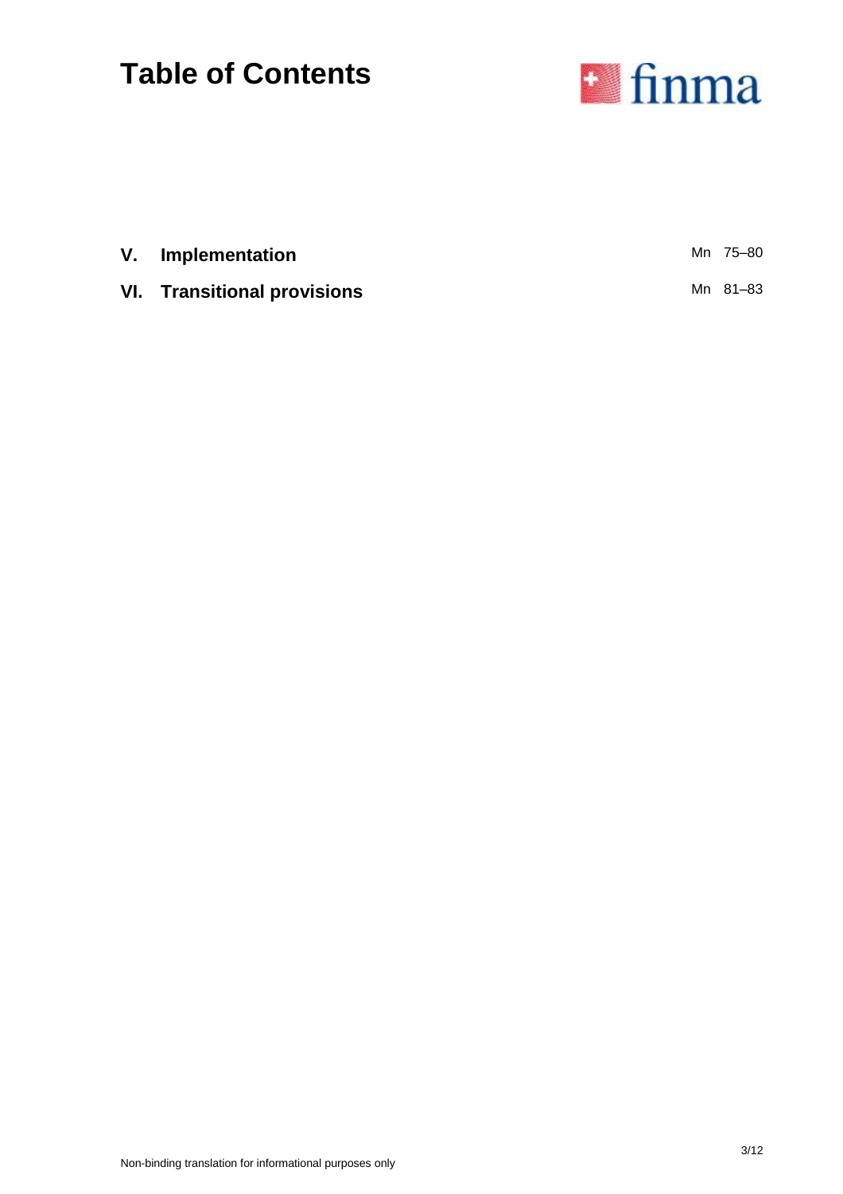# Table of Contents

| | | |
|---|---|---|
| **V.** | **Implementation** | Mn 75–80 |
| **VI.** | **Transitional provisions** | Mn 81–83 |

Non-binding translation for informational purposes only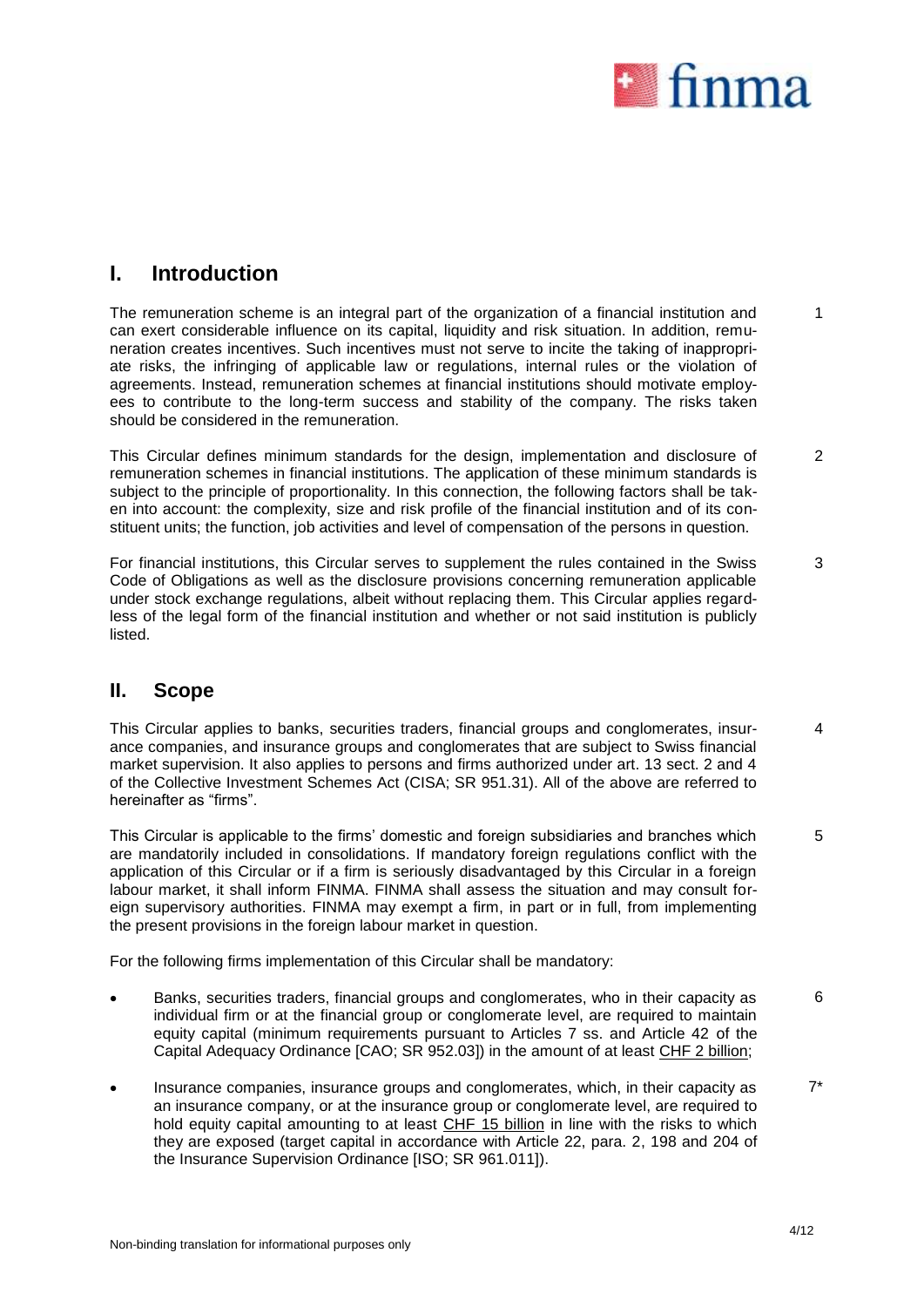## I. Introduction

The remuneration scheme is an integral part of the organization of a financial institution and can exert considerable influence on its capital, liquidity and risk situation. In addition, remuneration creates incentives. Such incentives must not serve to incite the taking of inappropriate risks, the infringing of applicable law or regulations, internal rules or the violation of agreements. Instead, remuneration schemes at financial institutions should motivate employees to contribute to the long-term success and stability of the company. The risks taken should be considered in the remuneration. 1

This Circular defines minimum standards for the design, implementation and disclosure of remuneration schemes in financial institutions. The application of these minimum standards is subject to the principle of proportionality. In this connection, the following factors shall be taken into account: the complexity, size and risk profile of the financial institution and of its constituent units; the function, job activities and level of compensation of the persons in question. 2

For financial institutions, this Circular serves to supplement the rules contained in the Swiss Code of Obligations as well as the disclosure provisions concerning remuneration applicable under stock exchange regulations, albeit without replacing them. This Circular applies regardless of the legal form of the financial institution and whether or not said institution is publicly listed. 3

## II. Scope

This Circular applies to banks, securities traders, financial groups and conglomerates, insurance companies, and insurance groups and conglomerates that are subject to Swiss financial market supervision. It also applies to persons and firms authorized under art. 13 sect. 2 and 4 of the Collective Investment Schemes Act (CISA; SR 951.31). All of the above are referred to hereinafter as "firms". 4

This Circular is applicable to the firms' domestic and foreign subsidiaries and branches which are mandatorily included in consolidations. If mandatory foreign regulations conflict with the application of this Circular or if a firm is seriously disadvantaged by this Circular in a foreign labour market, it shall inform FINMA. FINMA shall assess the situation and may consult foreign supervisory authorities. FINMA may exempt a firm, in part or in full, from implementing the present provisions in the foreign labour market in question. 5

For the following firms implementation of this Circular shall be mandatory:

- Banks, securities traders, financial groups and conglomerates, who in their capacity as individual firm or at the financial group or conglomerate level, are required to maintain equity capital (minimum requirements pursuant to Articles 7 ss. and Article 42 of the Capital Adequacy Ordinance [CAO; SR 952.03]) in the amount of at least CHF 2 billion; 6
- Insurance companies, insurance groups and conglomerates, which, in their capacity as an insurance company, or at the insurance group or conglomerate level, are required to hold equity capital amounting to at least CHF 15 billion in line with the risks to which they are exposed (target capital in accordance with Article 22, para. 2, 198 and 204 of the Insurance Supervision Ordinance [ISO; SR 961.011]). 7*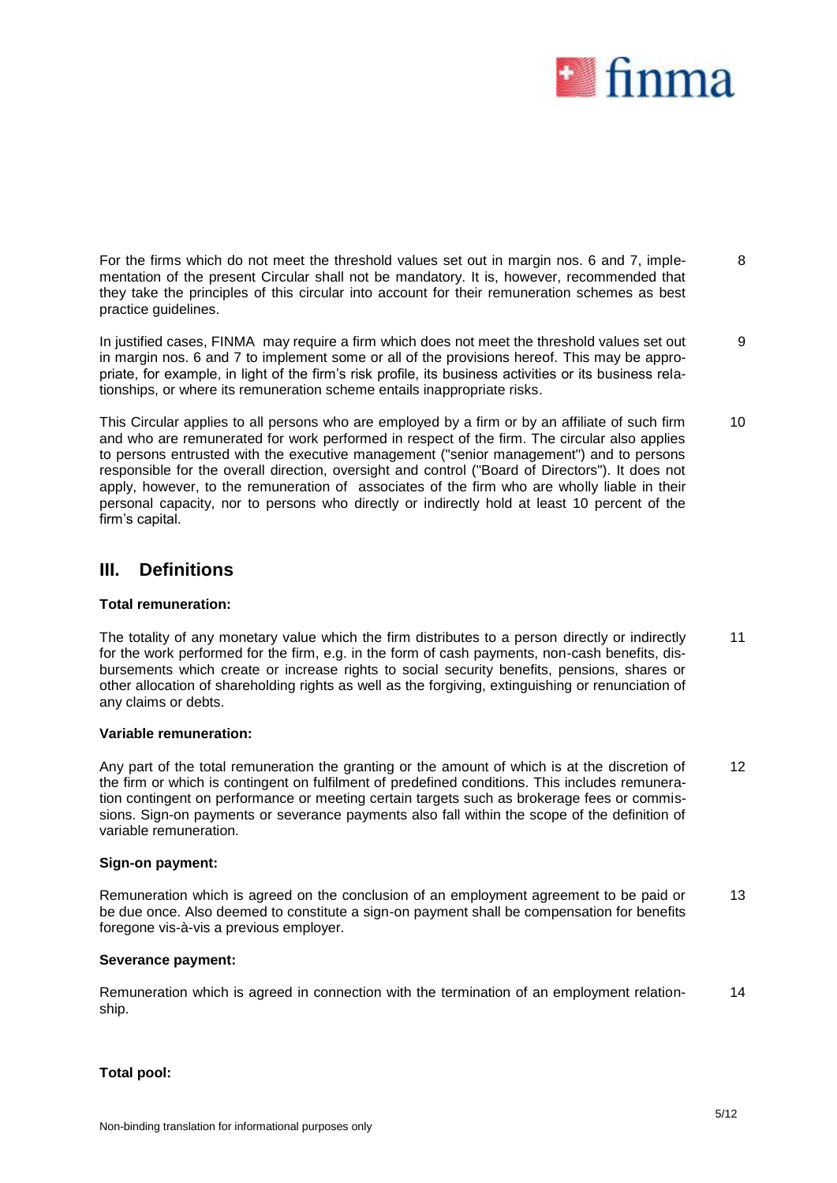For the firms which do not meet the threshold values set out in margin nos. 6 and 7, implementation of the present Circular shall not be mandatory. It is, however, recommended that they take the principles of this circular into account for their remuneration schemes as best practice guidelines. 8

In justified cases, FINMA may require a firm which does not meet the threshold values set out in margin nos. 6 and 7 to implement some or all of the provisions hereof. This may be appropriate, for example, in light of the firm's risk profile, its business activities or its business relationships, or where its remuneration scheme entails inappropriate risks. 9

This Circular applies to all persons who are employed by a firm or by an affiliate of such firm and who are remunerated for work performed in respect of the firm. The circular also applies to persons entrusted with the executive management ("senior management") and to persons responsible for the overall direction, oversight and control ("Board of Directors"). It does not apply, however, to the remuneration of associates of the firm who are wholly liable in their personal capacity, nor to persons who directly or indirectly hold at least 10 percent of the firm's capital. 10

## III. Definitions

**Total remuneration:**

The totality of any monetary value which the firm distributes to a person directly or indirectly for the work performed for the firm, e.g. in the form of cash payments, non-cash benefits, disbursements which create or increase rights to social security benefits, pensions, shares or other allocation of shareholding rights as well as the forgiving, extinguishing or renunciation of any claims or debts. 11

**Variable remuneration:**

Any part of the total remuneration the granting or the amount of which is at the discretion of the firm or which is contingent on fulfilment of predefined conditions. This includes remuneration contingent on performance or meeting certain targets such as brokerage fees or commissions. Sign-on payments or severance payments also fall within the scope of the definition of variable remuneration. 12

**Sign-on payment:**

Remuneration which is agreed on the conclusion of an employment agreement to be paid or be due once. Also deemed to constitute a sign-on payment shall be compensation for benefits foregone vis-à-vis a previous employer. 13

**Severance payment:**

Remuneration which is agreed in connection with the termination of an employment relationship. 14

**Total pool:**

Non-binding translation for informational purposes only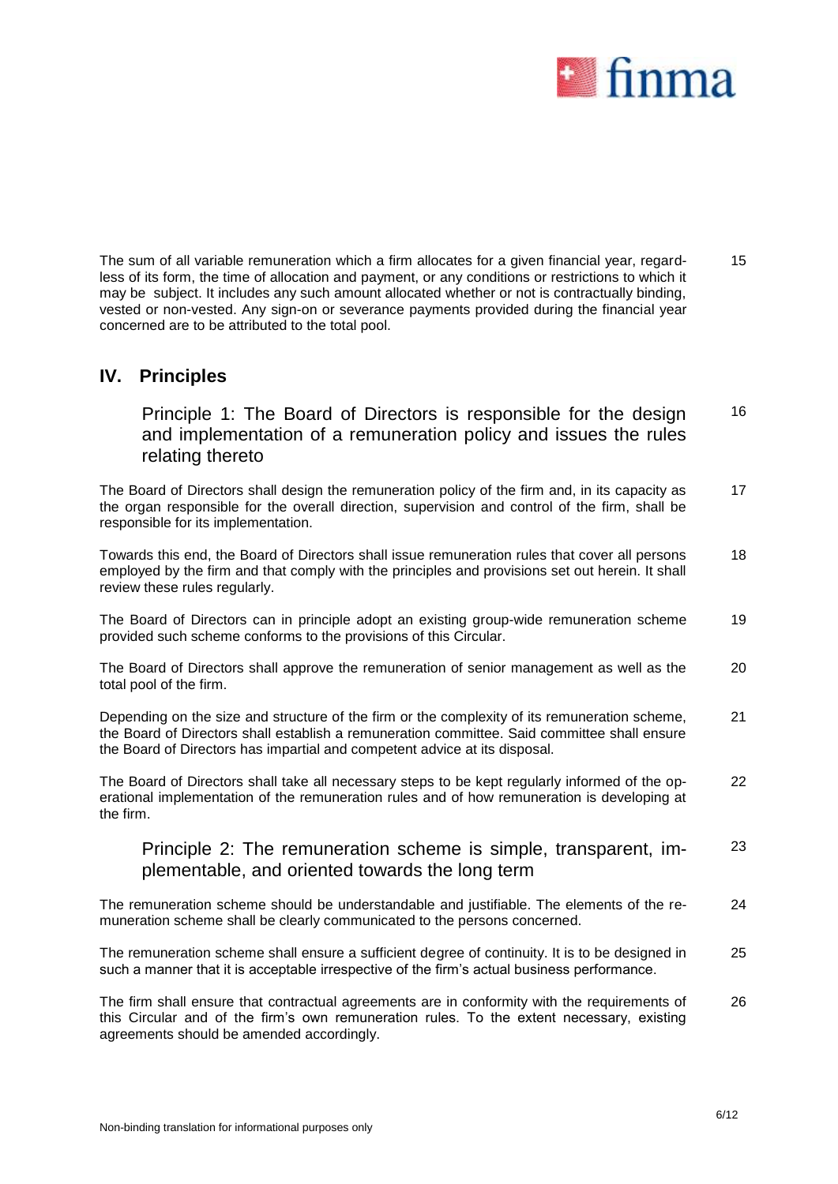The sum of all variable remuneration which a firm allocates for a given financial year, regardless of its form, the time of allocation and payment, or any conditions or restrictions to which it may be subject. It includes any such amount allocated whether or not is contractually binding, vested or non-vested. Any sign-on or severance payments provided during the financial year concerned are to be attributed to the total pool. 15

## IV. Principles

### Principle 1: The Board of Directors is responsible for the design and implementation of a remuneration policy and issues the rules relating thereto 16

The Board of Directors shall design the remuneration policy of the firm and, in its capacity as the organ responsible for the overall direction, supervision and control of the firm, shall be responsible for its implementation. 17

Towards this end, the Board of Directors shall issue remuneration rules that cover all persons employed by the firm and that comply with the principles and provisions set out herein. It shall review these rules regularly. 18

The Board of Directors can in principle adopt an existing group-wide remuneration scheme provided such scheme conforms to the provisions of this Circular. 19

The Board of Directors shall approve the remuneration of senior management as well as the total pool of the firm. 20

Depending on the size and structure of the firm or the complexity of its remuneration scheme, the Board of Directors shall establish a remuneration committee. Said committee shall ensure the Board of Directors has impartial and competent advice at its disposal. 21

The Board of Directors shall take all necessary steps to be kept regularly informed of the operational implementation of the remuneration rules and of how remuneration is developing at the firm. 22

### Principle 2: The remuneration scheme is simple, transparent, implementable, and oriented towards the long term 23

The remuneration scheme should be understandable and justifiable. The elements of the remuneration scheme shall be clearly communicated to the persons concerned. 24

The remuneration scheme shall ensure a sufficient degree of continuity. It is to be designed in such a manner that it is acceptable irrespective of the firm's actual business performance. 25

The firm shall ensure that contractual agreements are in conformity with the requirements of this Circular and of the firm's own remuneration rules. To the extent necessary, existing agreements should be amended accordingly. 26

Non-binding translation for informational purposes only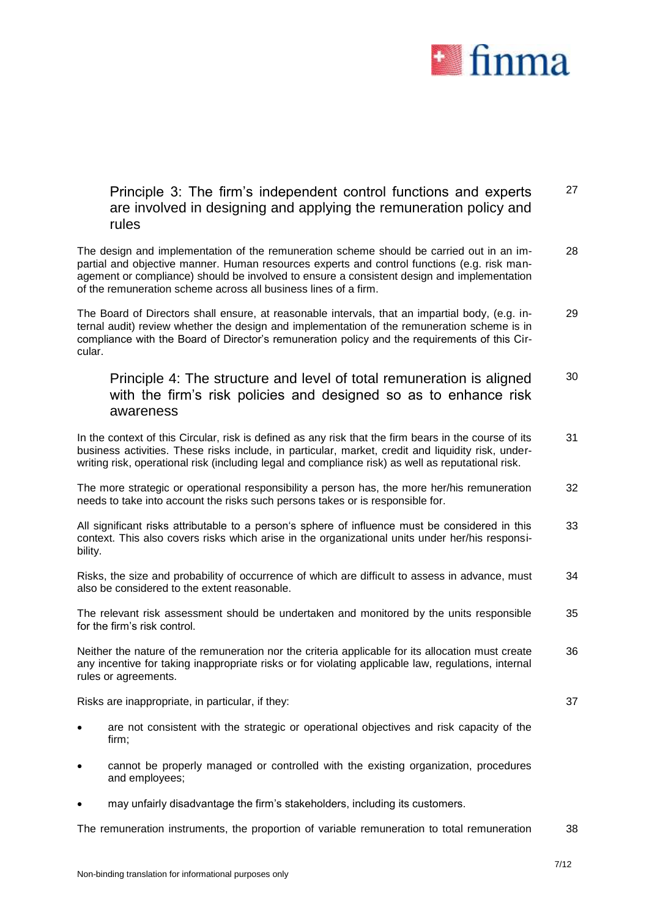## Principle 3: The firm's independent control functions and experts are involved in designing and applying the remuneration policy and rules 27

The design and implementation of the remuneration scheme should be carried out in an impartial and objective manner. Human resources experts and control functions (e.g. risk management or compliance) should be involved to ensure a consistent design and implementation of the remuneration scheme across all business lines of a firm. 28

The Board of Directors shall ensure, at reasonable intervals, that an impartial body, (e.g. internal audit) review whether the design and implementation of the remuneration scheme is in compliance with the Board of Director's remuneration policy and the requirements of this Circular. 29

## Principle 4: The structure and level of total remuneration is aligned with the firm's risk policies and designed so as to enhance risk awareness 30

In the context of this Circular, risk is defined as any risk that the firm bears in the course of its business activities. These risks include, in particular, market, credit and liquidity risk, underwriting risk, operational risk (including legal and compliance risk) as well as reputational risk. 31

The more strategic or operational responsibility a person has, the more her/his remuneration needs to take into account the risks such persons takes or is responsible for. 32

All significant risks attributable to a person's sphere of influence must be considered in this context. This also covers risks which arise in the organizational units under her/his responsibility. 33

Risks, the size and probability of occurrence of which are difficult to assess in advance, must also be considered to the extent reasonable. 34

The relevant risk assessment should be undertaken and monitored by the units responsible for the firm's risk control. 35

Neither the nature of the remuneration nor the criteria applicable for its allocation must create any incentive for taking inappropriate risks or for violating applicable law, regulations, internal rules or agreements. 36

Risks are inappropriate, in particular, if they: 37

- are not consistent with the strategic or operational objectives and risk capacity of the firm;
- cannot be properly managed or controlled with the existing organization, procedures and employees;
- may unfairly disadvantage the firm's stakeholders, including its customers.

The remuneration instruments, the proportion of variable remuneration to total remuneration 38

Non-binding translation for informational purposes only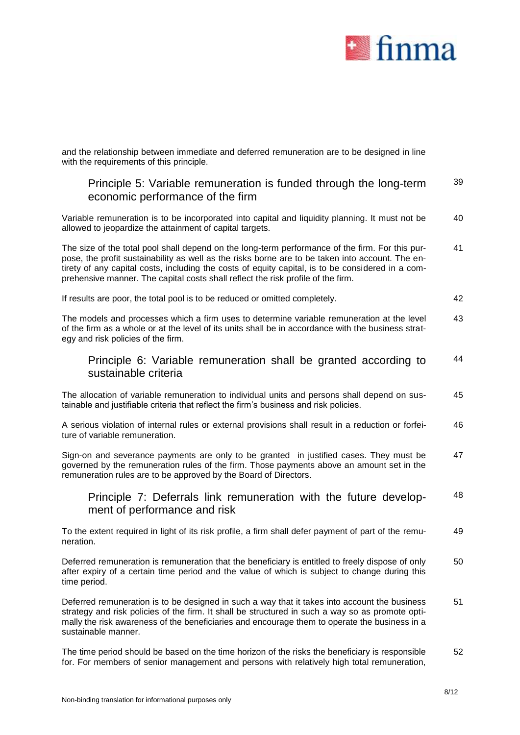and the relationship between immediate and deferred remuneration are to be designed in line with the requirements of this principle.

## Principle 5: Variable remuneration is funded through the long-term economic performance of the firm

39

Variable remuneration is to be incorporated into capital and liquidity planning. It must not be allowed to jeopardize the attainment of capital targets.

40

The size of the total pool shall depend on the long-term performance of the firm. For this purpose, the profit sustainability as well as the risks borne are to be taken into account. The entirety of any capital costs, including the costs of equity capital, is to be considered in a comprehensive manner. The capital costs shall reflect the risk profile of the firm.

41

If results are poor, the total pool is to be reduced or omitted completely.

42

The models and processes which a firm uses to determine variable remuneration at the level of the firm as a whole or at the level of its units shall be in accordance with the business strategy and risk policies of the firm.

43

## Principle 6: Variable remuneration shall be granted according to sustainable criteria

44

The allocation of variable remuneration to individual units and persons shall depend on sustainable and justifiable criteria that reflect the firm's business and risk policies.

45

A serious violation of internal rules or external provisions shall result in a reduction or forfeiture of variable remuneration.

46

Sign-on and severance payments are only to be granted in justified cases. They must be governed by the remuneration rules of the firm. Those payments above an amount set in the remuneration rules are to be approved by the Board of Directors.

47

## Principle 7: Deferrals link remuneration with the future development of performance and risk

48

To the extent required in light of its risk profile, a firm shall defer payment of part of the remuneration.

49

Deferred remuneration is remuneration that the beneficiary is entitled to freely dispose of only after expiry of a certain time period and the value of which is subject to change during this time period.

50

Deferred remuneration is to be designed in such a way that it takes into account the business strategy and risk policies of the firm. It shall be structured in such a way so as promote optimally the risk awareness of the beneficiaries and encourage them to operate the business in a sustainable manner.

51

The time period should be based on the time horizon of the risks the beneficiary is responsible for. For members of senior management and persons with relatively high total remuneration,

52

Non-binding translation for informational purposes only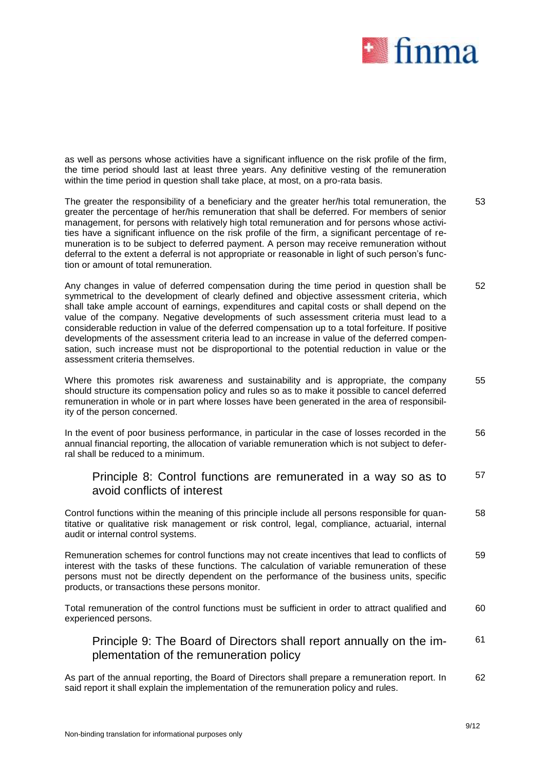as well as persons whose activities have a significant influence on the risk profile of the firm, the time period should last at least three years. Any definitive vesting of the remuneration within the time period in question shall take place, at most, on a pro-rata basis.

53 The greater the responsibility of a beneficiary and the greater her/his total remuneration, the greater the percentage of her/his remuneration that shall be deferred. For members of senior management, for persons with relatively high total remuneration and for persons whose activities have a significant influence on the risk profile of the firm, a significant percentage of remuneration is to be subject to deferred payment. A person may receive remuneration without deferral to the extent a deferral is not appropriate or reasonable in light of such person's function or amount of total remuneration.

52 Any changes in value of deferred compensation during the time period in question shall be symmetrical to the development of clearly defined and objective assessment criteria, which shall take ample account of earnings, expenditures and capital costs or shall depend on the value of the company. Negative developments of such assessment criteria must lead to a considerable reduction in value of the deferred compensation up to a total forfeiture. If positive developments of the assessment criteria lead to an increase in value of the deferred compensation, such increase must not be disproportional to the potential reduction in value or the assessment criteria themselves.

55 Where this promotes risk awareness and sustainability and is appropriate, the company should structure its compensation policy and rules so as to make it possible to cancel deferred remuneration in whole or in part where losses have been generated in the area of responsibility of the person concerned.

56 In the event of poor business performance, in particular in the case of losses recorded in the annual financial reporting, the allocation of variable remuneration which is not subject to deferral shall be reduced to a minimum.

## 57 Principle 8: Control functions are remunerated in a way so as to avoid conflicts of interest

58 Control functions within the meaning of this principle include all persons responsible for quantitative or qualitative risk management or risk control, legal, compliance, actuarial, internal audit or internal control systems.

59 Remuneration schemes for control functions may not create incentives that lead to conflicts of interest with the tasks of these functions. The calculation of variable remuneration of these persons must not be directly dependent on the performance of the business units, specific products, or transactions these persons monitor.

60 Total remuneration of the control functions must be sufficient in order to attract qualified and experienced persons.

## 61 Principle 9: The Board of Directors shall report annually on the implementation of the remuneration policy

62 As part of the annual reporting, the Board of Directors shall prepare a remuneration report. In said report it shall explain the implementation of the remuneration policy and rules.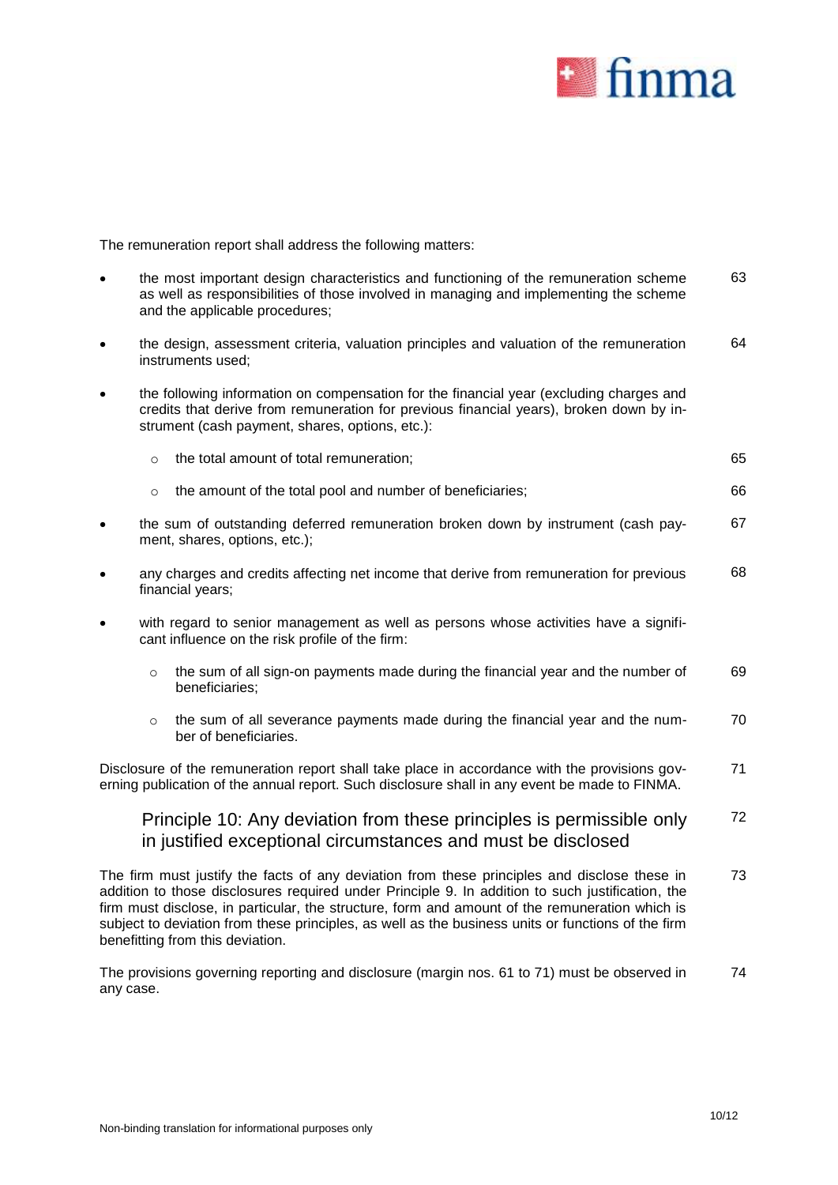The remuneration report shall address the following matters:

- the most important design characteristics and functioning of the remuneration scheme as well as responsibilities of those involved in managing and implementing the scheme and the applicable procedures; 63
- the design, assessment criteria, valuation principles and valuation of the remuneration instruments used; 64
- the following information on compensation for the financial year (excluding charges and credits that derive from remuneration for previous financial years), broken down by instrument (cash payment, shares, options, etc.):
  - the total amount of total remuneration; 65
  - the amount of the total pool and number of beneficiaries; 66
- the sum of outstanding deferred remuneration broken down by instrument (cash payment, shares, options, etc.); 67
- any charges and credits affecting net income that derive from remuneration for previous financial years; 68
- with regard to senior management as well as persons whose activities have a significant influence on the risk profile of the firm:
  - the sum of all sign-on payments made during the financial year and the number of beneficiaries; 69
  - the sum of all severance payments made during the financial year and the number of beneficiaries. 70

Disclosure of the remuneration report shall take place in accordance with the provisions governing publication of the annual report. Such disclosure shall in any event be made to FINMA. 71

## Principle 10: Any deviation from these principles is permissible only in justified exceptional circumstances and must be disclosed 72

The firm must justify the facts of any deviation from these principles and disclose these in addition to those disclosures required under Principle 9. In addition to such justification, the firm must disclose, in particular, the structure, form and amount of the remuneration which is subject to deviation from these principles, as well as the business units or functions of the firm benefitting from this deviation. 73

The provisions governing reporting and disclosure (margin nos. 61 to 71) must be observed in any case. 74

Non-binding translation for informational purposes only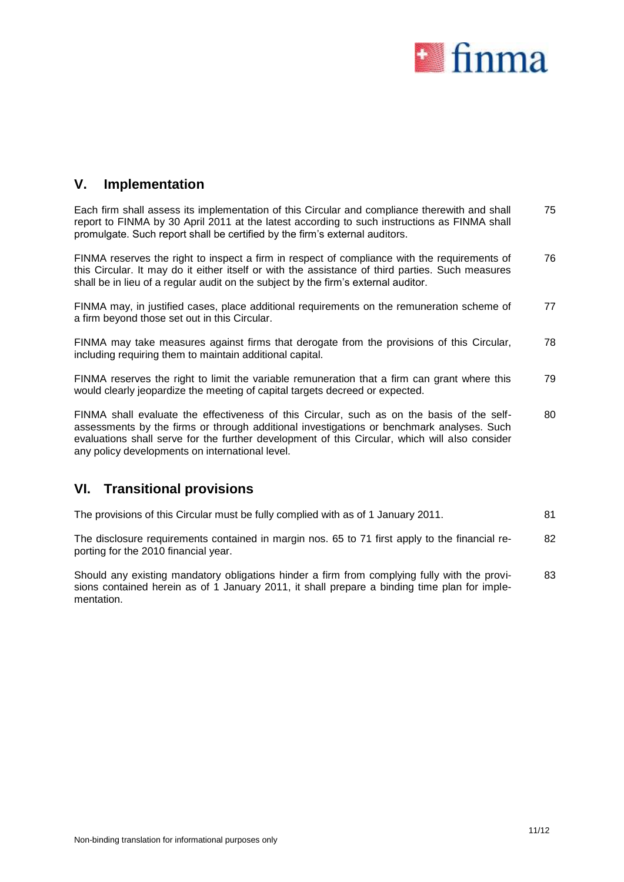## V. Implementation

Each firm shall assess its implementation of this Circular and compliance therewith and shall report to FINMA by 30 April 2011 at the latest according to such instructions as FINMA shall promulgate. Such report shall be certified by the firm's external auditors. 75

FINMA reserves the right to inspect a firm in respect of compliance with the requirements of this Circular. It may do it either itself or with the assistance of third parties. Such measures shall be in lieu of a regular audit on the subject by the firm's external auditor. 76

FINMA may, in justified cases, place additional requirements on the remuneration scheme of a firm beyond those set out in this Circular. 77

FINMA may take measures against firms that derogate from the provisions of this Circular, including requiring them to maintain additional capital. 78

FINMA reserves the right to limit the variable remuneration that a firm can grant where this would clearly jeopardize the meeting of capital targets decreed or expected. 79

FINMA shall evaluate the effectiveness of this Circular, such as on the basis of the self-assessments by the firms or through additional investigations or benchmark analyses. Such evaluations shall serve for the further development of this Circular, which will also consider any policy developments on international level. 80

## VI. Transitional provisions

The provisions of this Circular must be fully complied with as of 1 January 2011. 81

The disclosure requirements contained in margin nos. 65 to 71 first apply to the financial reporting for the 2010 financial year. 82

Should any existing mandatory obligations hinder a firm from complying fully with the provisions contained herein as of 1 January 2011, it shall prepare a binding time plan for implementation. 83

Non-binding translation for informational purposes only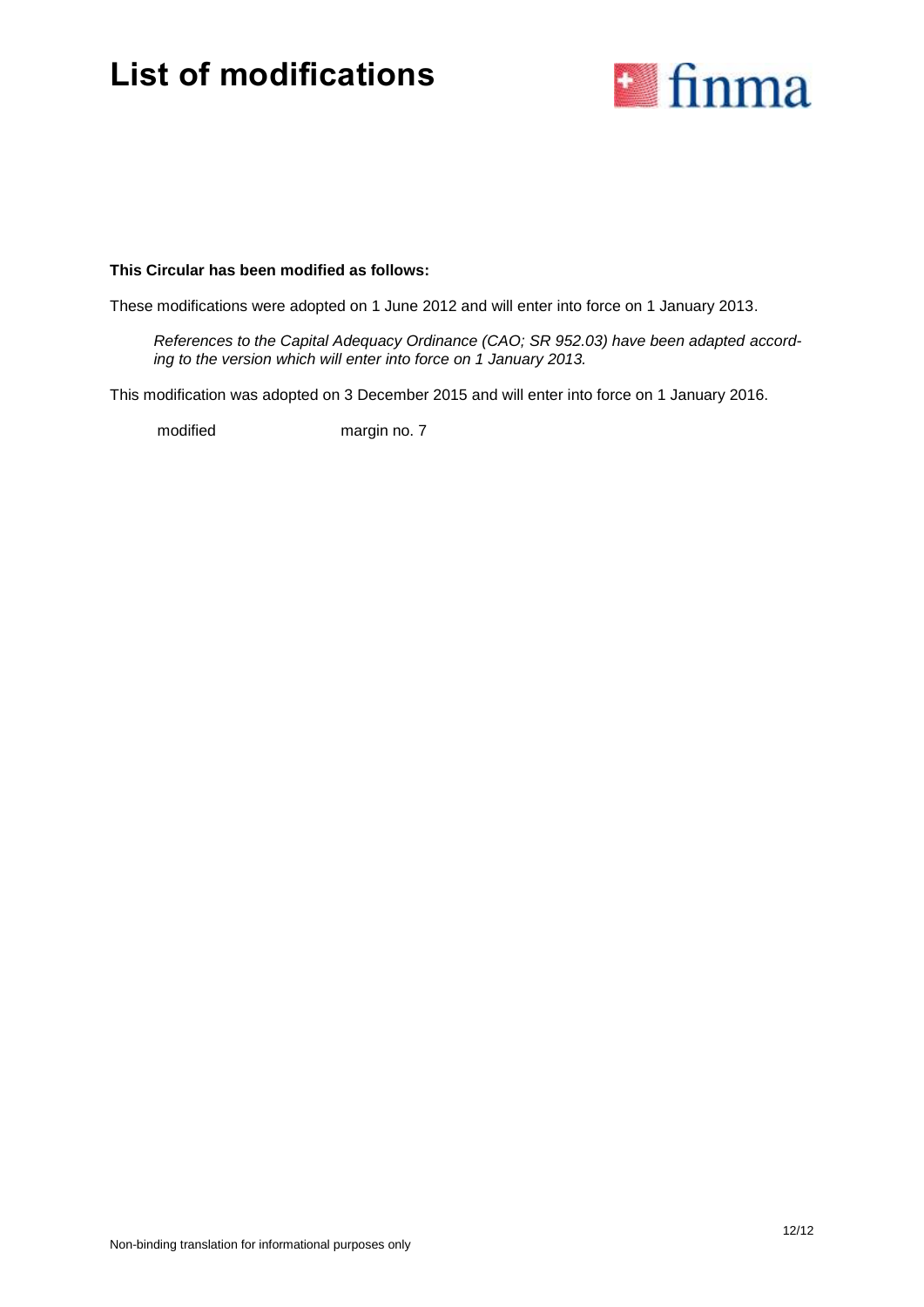# List of modifications

**This Circular has been modified as follows:**

These modifications were adopted on 1 June 2012 and will enter into force on 1 January 2013.

*References to the Capital Adequacy Ordinance (CAO; SR 952.03) have been adapted according to the version which will enter into force on 1 January 2013.*

This modification was adopted on 3 December 2015 and will enter into force on 1 January 2016.

| | |
|---|---|
| modified | margin no. 7 |

Non-binding translation for informational purposes only